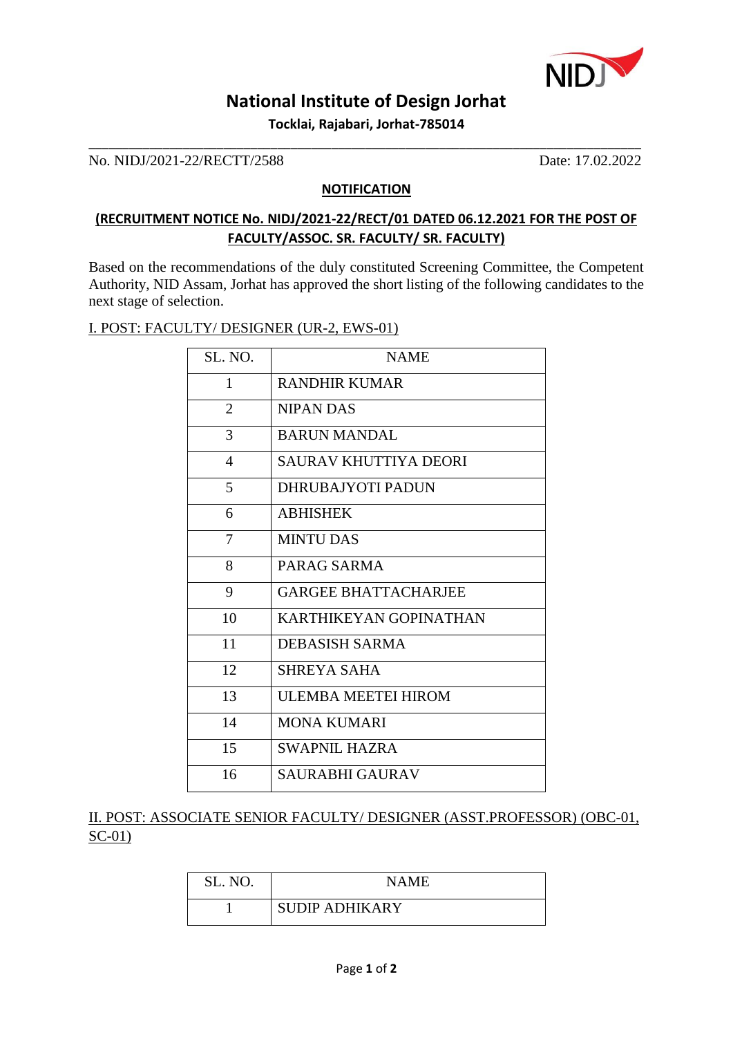# National Institute of Design Jorhat

**Tocklai, Rajabari, Jorhat-785014**

No. NIDJ/2021-22/RECTT/2588 Date: 17.02.2022

## NOTIFICATION

### (RECRUITMENT NOTICE No. NIDJ/2021-22/RECT/01 DATED 06.12.2021 FOR THE POST OF FACULTY/ASSOC. SR. FACULTY/ SR. FACULTY)

Based on the recommendations of the duly constituted Screening Committee, the Competent Authority, NID Assam, Jorhat has approved the short listing of the following candidates to the next stage of selection.

I. POST: FACULTY/ DESIGNER (UR-2, EWS-01)

| SL. NO. | NAME |
|---|---|
| 1 | RANDHIR KUMAR |
| 2 | NIPAN DAS |
| 3 | BARUN MANDAL |
| 4 | SAURAV KHUTTIYA DEORI |
| 5 | DHRUBAJYOTI PADUN |
| 6 | ABHISHEK |
| 7 | MINTU DAS |
| 8 | PARAG SARMA |
| 9 | GARGEE BHATTACHARJEE |
| 10 | KARTHIKEYAN GOPINATHAN |
| 11 | DEBASISH SARMA |
| 12 | SHREYA SAHA |
| 13 | ULEMBA MEETEI HIROM |
| 14 | MONA KUMARI |
| 15 | SWAPNIL HAZRA |
| 16 | SAURABHI GAURAV |

II. POST: ASSOCIATE SENIOR FACULTY/ DESIGNER (ASST.PROFESSOR) (OBC-01, SC-01)

| SL. NO. | NAME |
|---|---|
| 1 | SUDIP ADHIKARY |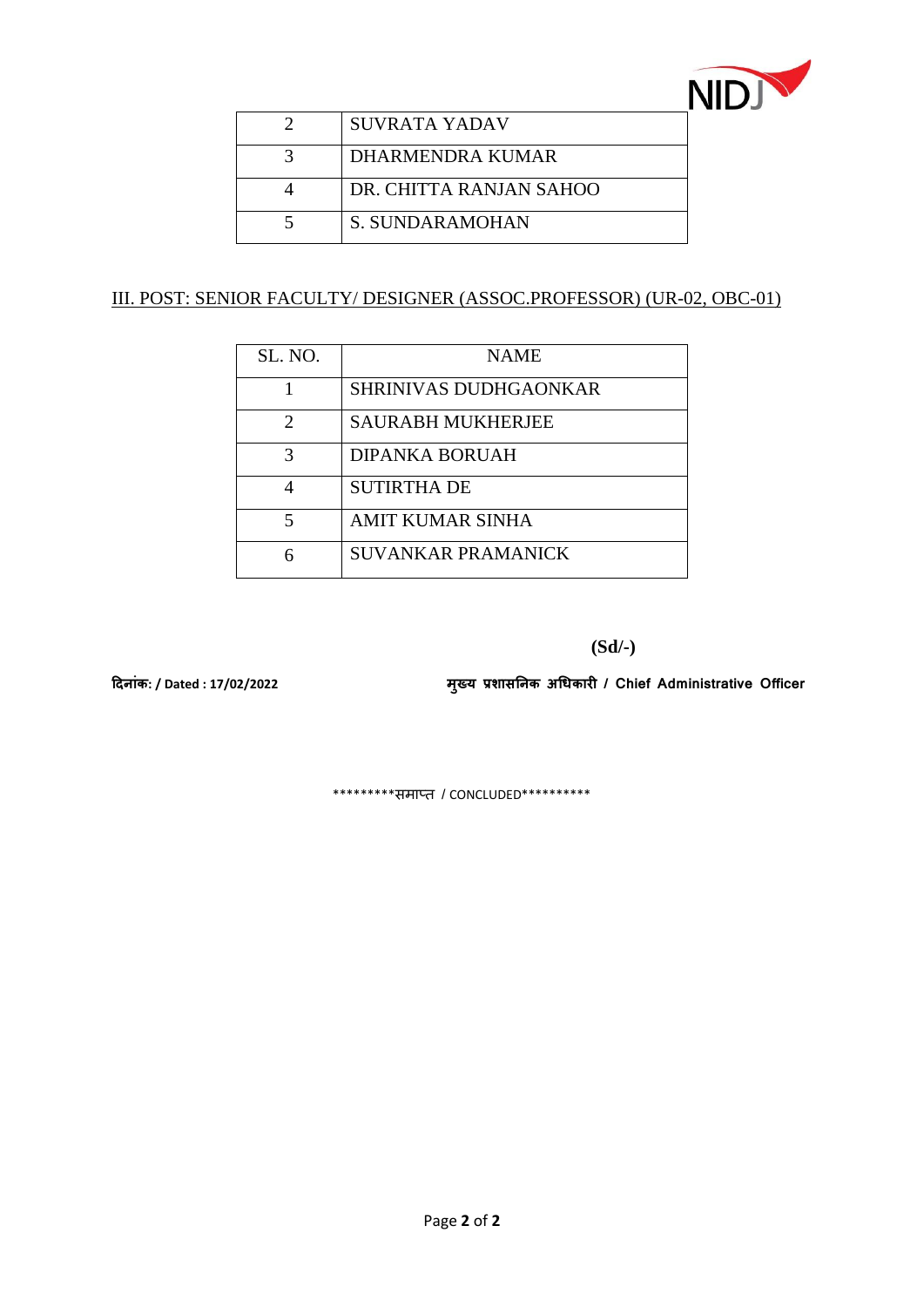| | |
|---|---|
| 2 | SUVRATA YADAV |
| 3 | DHARMENDRA KUMAR |
| 4 | DR. CHITTA RANJAN SAHOO |
| 5 | S. SUNDARAMOHAN |

III. POST: SENIOR FACULTY/ DESIGNER (ASSOC.PROFESSOR) (UR-02, OBC-01)

| SL. NO. | NAME |
|---|---|
| 1 | SHRINIVAS DUDHGAONKAR |
| 2 | SAURABH MUKHERJEE |
| 3 | DIPANKA BORUAH |
| 4 | SUTIRTHA DE |
| 5 | AMIT KUMAR SINHA |
| 6 | SUVANKAR PRAMANICK |

**(Sd/-)**

**दिनांक: / Dated : 17/02/2022**

**मुख्य प्रशासनिक अधिकारी / Chief Administrative Officer**

*********समाप्त / CONCLUDED**********